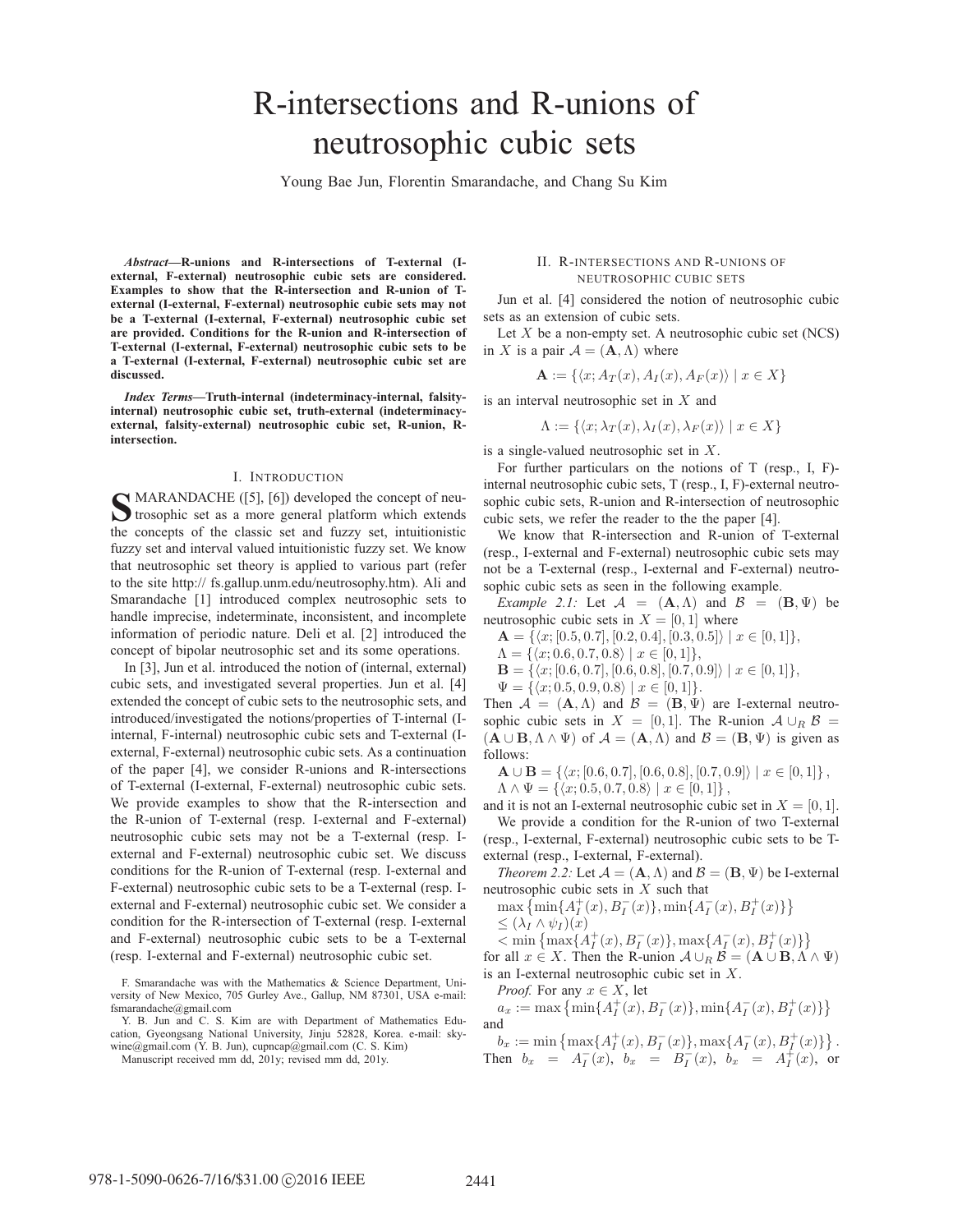# R-intersections and R-unions of neutrosophic cubic sets

Young Bae Jun, Florentin Smarandache, and Chang Su Kim

***Abstract*—R-unions and R-intersections of T-external (I-external, F-external) neutrosophic cubic sets are considered. Examples to show that the R-intersection and R-union of T-external (I-external, F-external) neutrosophic cubic sets may not be a T-external (I-external, F-external) neutrosophic cubic set are provided. Conditions for the R-union and R-intersection of T-external (I-external, F-external) neutrosophic cubic sets to be a T-external (I-external, F-external) neutrosophic cubic set are discussed.**

***Index Terms*—Truth-internal (indeterminacy-internal, falsity-internal) neutrosophic cubic set, truth-external (indeterminacy-external, falsity-external) neutrosophic cubic set, R-union, R-intersection.**

## I. Introduction

Smarandache ([5], [6]) developed the concept of neutrosophic set as a more general platform which extends the concepts of the classic set and fuzzy set, intuitionistic fuzzy set and interval valued intuitionistic fuzzy set. We know that neutrosophic set theory is applied to various part (refer to the site http:// fs.gallup.unm.edu/neutrosophy.htm). Ali and Smarandache [1] introduced complex neutrosophic sets to handle imprecise, indeterminate, inconsistent, and incomplete information of periodic nature. Deli et al. [2] introduced the concept of bipolar neutrosophic set and its some operations.

In [3], Jun et al. introduced the notion of (internal, external) cubic sets, and investigated several properties. Jun et al. [4] extended the concept of cubic sets to the neutrosophic sets, and introduced/investigated the notions/properties of T-internal (I-internal, F-internal) neutrosophic cubic sets and T-external (I-external, F-external) neutrosophic cubic sets. As a continuation of the paper [4], we consider R-unions and R-intersections of T-external (I-external, F-external) neutrosophic cubic sets. We provide examples to show that the R-intersection and the R-union of T-external (resp. I-external and F-external) neutrosophic cubic sets may not be a T-external (resp. I-external and F-external) neutrosophic cubic set. We discuss conditions for the R-union of T-external (resp. I-external and F-external) neutrosophic cubic sets to be a T-external (resp. I-external and F-external) neutrosophic cubic set. We consider a condition for the R-intersection of T-external (resp. I-external and F-external) neutrosophic cubic sets to be a T-external (resp. I-external and F-external) neutrosophic cubic set.

F. Smarandache was with the Mathematics & Science Department, University of New Mexico, 705 Gurley Ave., Gallup, NM 87301, USA e-mail: fsmarandache@gmail.com

Y. B. Jun and C. S. Kim are with Department of Mathematics Education, Gyeongsang National University, Jinju 52828, Korea. e-mail: skywine@gmail.com (Y. B. Jun), cupncap@gmail.com (C. S. Kim)

Manuscript received mm dd, 201y; revised mm dd, 201y.

## II. R-intersections and R-unions of neutrosophic cubic sets

Jun et al. [4] considered the notion of neutrosophic cubic sets as an extension of cubic sets.

Let $X$ be a non-empty set. A neutrosophic cubic set (NCS) in $X$ is a pair $\mathcal{A} = (\mathbf{A}, \Lambda)$ where

$$\mathbf{A} := \{\langle x; A_T(x), A_I(x), A_F(x)\rangle \mid x \in X\}$$

is an interval neutrosophic set in $X$ and

$$\Lambda := \{\langle x; \lambda_T(x), \lambda_I(x), \lambda_F(x)\rangle \mid x \in X\}$$

is a single-valued neutrosophic set in $X$.

For further particulars on the notions of T (resp., I, F)-internal neutrosophic cubic sets, T (resp., I, F)-external neutrosophic cubic sets, R-union and R-intersection of neutrosophic cubic sets, we refer the reader to the the paper [4].

We know that R-intersection and R-union of T-external (resp., I-external and F-external) neutrosophic cubic sets may not be a T-external (resp., I-external and F-external) neutrosophic cubic sets as seen in the following example.

*Example 2.1:* Let $\mathcal{A} = (\mathbf{A}, \Lambda)$ and $\mathcal{B} = (\mathbf{B}, \Psi)$ be neutrosophic cubic sets in $X = [0, 1]$ where

$\mathbf{A} = \{\langle x; [0.5, 0.7], [0.2, 0.4], [0.3, 0.5]\rangle \mid x \in [0, 1]\}$,
$\Lambda = \{\langle x; 0.6, 0.7, 0.8\rangle \mid x \in [0, 1]\}$,
$\mathbf{B} = \{\langle x; [0.6, 0.7], [0.6, 0.8], [0.7, 0.9]\rangle \mid x \in [0, 1]\}$,
$\Psi = \{\langle x; 0.5, 0.9, 0.8\rangle \mid x \in [0, 1]\}$.

Then $\mathcal{A} = (\mathbf{A}, \Lambda)$ and $\mathcal{B} = (\mathbf{B}, \Psi)$ are I-external neutrosophic cubic sets in $X = [0, 1]$. The R-union $\mathcal{A} \cup_R \mathcal{B} = (\mathbf{A} \cup \mathbf{B}, \Lambda \wedge \Psi)$ of $\mathcal{A} = (\mathbf{A}, \Lambda)$ and $\mathcal{B} = (\mathbf{B}, \Psi)$ is given as follows:

$\mathbf{A} \cup \mathbf{B} = \{\langle x; [0.6, 0.7], [0.6, 0.8], [0.7, 0.9]\rangle \mid x \in [0, 1]\}$,
$\Lambda \wedge \Psi = \{\langle x; 0.5, 0.7, 0.8\rangle \mid x \in [0, 1]\}$,

and it is not an I-external neutrosophic cubic set in $X = [0, 1]$.

We provide a condition for the R-union of two T-external (resp., I-external, F-external) neutrosophic cubic sets to be T-external (resp., I-external, F-external).

*Theorem 2.2:* Let $\mathcal{A} = (\mathbf{A}, \Lambda)$ and $\mathcal{B} = (\mathbf{B}, \Psi)$ be I-external neutrosophic cubic sets in $X$ such that

$$\max\left\{\min\{A_I^+(x), B_I^-(x)\}, \min\{A_I^-(x), B_I^+(x)\}\right\} \leq (\lambda_I \wedge \psi_I)(x) < \min\left\{\max\{A_I^+(x), B_I^-(x)\}, \max\{A_I^-(x), B_I^+(x)\}\right\}$$

for all $x \in X$. Then the R-union $\mathcal{A} \cup_R \mathcal{B} = (\mathbf{A} \cup \mathbf{B}, \Lambda \wedge \Psi)$ is an I-external neutrosophic cubic set in $X$.

*Proof.* For any $x \in X$, let

$$a_x := \max\left\{\min\{A_I^+(x), B_I^-(x)\}, \min\{A_I^-(x), B_I^+(x)\}\right\}$$

and

$$b_x := \min\left\{\max\{A_I^+(x), B_I^-(x)\}, \max\{A_I^-(x), B_I^+(x)\}\right\}.$$

Then $b_x = A_I^-(x)$, $b_x = B_I^-(x)$, $b_x = A_I^+(x)$, or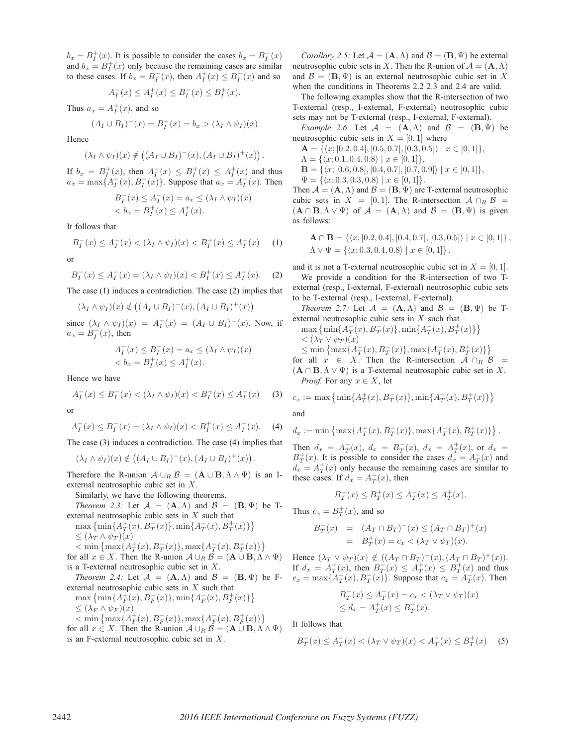$b_x = B_I^+(x)$. It is possible to consider the cases $b_x = B_I^-(x)$ and $b_x = B_I^+(x)$ only because the remaining cases are similar to these cases. If $b_x = B_I^-(x)$, then $A_I^+(x) \leq B_I^-(x)$ and so

$$A_I^-(x) \leq A_I^+(x) \leq B_I^-(x) \leq B_I^+(x).$$

Thus $a_x = A_I^+(x)$, and so

$$(A_I \cup B_I)^-(x) = B_I^-(x) = b_x > (\lambda_I \wedge \psi_I)(x)$$

Hence

$$(\lambda_I \wedge \psi_I)(x) \notin \left((A_I \cup B_I)^-(x), (A_I \cup B_I)^+(x)\right).$$

If $b_x = B_I^+(x)$, then $A_I^-(x) \leq B_I^+(x) \leq A_I^+(x)$ and thus $a_x = \max\{A_I^-(x), B_I^-(x)\}$. Suppose that $a_x = A_I^-(x)$. Then

$$\begin{aligned} B_I^-(x) \leq A_I^-(x) = a_x &\leq (\lambda_I \wedge \psi_I)(x) \\ &< b_x = B_I^+(x) \leq A_I^+(x). \end{aligned}$$

It follows that

$$B_I^-(x) \leq A_I^-(x) < (\lambda_I \wedge \psi_I)(x) < B_I^+(x) \leq A_I^+(x) \quad (1)$$

or

$$B_I^-(x) \leq A_I^-(x) = (\lambda_I \wedge \psi_I)(x) < B_I^+(x) \leq A_I^+(x). \quad (2)$$

The case (1) induces a contradiction. The case (2) implies that

$$(\lambda_I \wedge \psi_I)(x) \notin \left((A_I \cup B_I)^-(x), (A_I \cup B_I)^+(x)\right)$$

since $(\lambda_I \wedge \psi_I)(x) = A_I^-(x) = (A_I \cup B_I)^-(x)$. Now, if $a_x = B_I^-(x)$, then

$$\begin{aligned} A_I^-(x) \leq B_I^-(x) = a_x &\leq (\lambda_I \wedge \psi_I)(x) \\ &< b_x = B_I^+(x) \leq A_I^+(x). \end{aligned}$$

Hence we have

$$A_I^-(x) \leq B_I^-(x) < (\lambda_I \wedge \psi_I)(x) < B_I^+(x) \leq A_I^+(x) \quad (3)$$

or

$$A_I^-(x) \leq B_I^-(x) = (\lambda_I \wedge \psi_I)(x) < B_I^+(x) \leq A_I^+(x). \quad (4)$$

The case (3) induces a contradiction. The case (4) implies that

$$(\lambda_I \wedge \psi_I)(x) \notin \left((A_I \cup B_I)^-(x), (A_I \cup B_I)^+(x)\right).$$

Therefore the R-union $\mathcal{A} \cup_R \mathcal{B} = (\mathbf{A} \cup \mathbf{B}, \Lambda \wedge \Psi)$ is an I-external neutrosophic cubic set in $X$.

Similarly, we have the following theorems.

*Theorem 2.3:* Let $\mathcal{A} = (\mathbf{A}, \Lambda)$ and $\mathcal{B} = (\mathbf{B}, \Psi)$ be T-external neutrosophic cubic sets in $X$ such that
$\max\left\{\min\{A_T^+(x), B_T^-(x)\}, \min\{A_T^-(x), B_T^+(x)\}\right\}$
$\leq (\lambda_T \wedge \psi_T)(x)$
$< \min\left\{\max\{A_T^+(x), B_T^-(x)\}, \max\{A_T^-(x), B_T^+(x)\}\right\}$
for all $x \in X$. Then the R-union $\mathcal{A} \cup_R \mathcal{B} = (\mathbf{A} \cup \mathbf{B}, \Lambda \wedge \Psi)$ is a T-external neutrosophic cubic set in $X$.

*Theorem 2.4:* Let $\mathcal{A} = (\mathbf{A}, \Lambda)$ and $\mathcal{B} = (\mathbf{B}, \Psi)$ be F-external neutrosophic cubic sets in $X$ such that
$\max\left\{\min\{A_F^+(x), B_F^-(x)\}, \min\{A_F^-(x), B_F^+(x)\}\right\}$
$\leq (\lambda_F \wedge \psi_F)(x)$
$< \min\left\{\max\{A_F^+(x), B_F^-(x)\}, \max\{A_F^-(x), B_F^+(x)\}\right\}$
for all $x \in X$. Then the R-union $\mathcal{A} \cup_R \mathcal{B} = (\mathbf{A} \cup \mathbf{B}, \Lambda \wedge \Psi)$ is an F-external neutrosophic cubic set in $X$.

*Corollary 2.5:* Let $\mathcal{A} = (\mathbf{A}, \Lambda)$ and $\mathcal{B} = (\mathbf{B}, \Psi)$ be external neutrosophic cubic sets in $X$. Then the R-union of $\mathcal{A} = (\mathbf{A}, \Lambda)$ and $\mathcal{B} = (\mathbf{B}, \Psi)$ is an external neutrosophic cubic set in $X$ when the conditions in Theorems 2.2 2.3 and 2.4 are valid.

The following examples show that the R-intersection of two T-external (resp., I-external, F-external) neutrosophic cubic sets may not be T-external (resp., I-external, F-external).

*Example 2.6:* Let $\mathcal{A} = (\mathbf{A}, \Lambda)$ and $\mathcal{B} = (\mathbf{B}, \Psi)$ be neutrosophic cubic sets in $X = [0, 1]$ where
$\mathbf{A} = \{\langle x; [0.2, 0.4], [0.5, 0.7], [0.3, 0.5]\rangle \mid x \in [0, 1]\}$,
$\Lambda = \{\langle x; 0.1, 0.4, 0.8\rangle \mid x \in [0, 1]\}$,
$\mathbf{B} = \{\langle x; [0.6, 0.8], [0.4, 0.7], [0.7, 0.9]\rangle \mid x \in [0, 1]\}$,
$\Psi = \{\langle x; 0.3, 0.3, 0.8\rangle \mid x \in [0, 1]\}$.
Then $\mathcal{A} = (\mathbf{A}, \Lambda)$ and $\mathcal{B} = (\mathbf{B}, \Psi)$ are T-external neutrosophic cubic sets in $X = [0, 1]$. The R-intersection $\mathcal{A} \cap_R \mathcal{B} = (\mathbf{A} \cap \mathbf{B}, \Lambda \vee \Psi)$ of $\mathcal{A} = (\mathbf{A}, \Lambda)$ and $\mathcal{B} = (\mathbf{B}, \Psi)$ is given as follows:

$$\begin{aligned} &\mathbf{A} \cap \mathbf{B} = \{\langle x; [0.2, 0.4], [0.4, 0.7], [0.3, 0.5]\rangle \mid x \in [0, 1]\}, \\ &\Lambda \vee \Psi = \{\langle x; 0.3, 0.4, 0.8\rangle \mid x \in [0, 1]\}, \end{aligned}$$

and it is not a T-external neutrosophic cubic set in $X = [0, 1]$.

We provide a condition for the R-intersection of two T-external (resp., I-external, F-external) neutrosophic cubic sets to be T-external (resp., I-external, F-external).

*Theorem 2.7:* Let $\mathcal{A} = (\mathbf{A}, \Lambda)$ and $\mathcal{B} = (\mathbf{B}, \Psi)$ be T-external neutrosophic cubic sets in $X$ such that
$\max\left\{\min\{A_T^+(x), B_T^-(x)\}, \min\{A_T^-(x), B_T^+(x)\}\right\}$
$< (\lambda_T \vee \psi_T)(x)$
$\leq \min\left\{\max\{A_T^+(x), B_T^-(x)\}, \max\{A_T^-(x), B_T^+(x)\}\right\}$
for all $x \in X$. Then the R-intersection $\mathcal{A} \cap_R \mathcal{B} = (\mathbf{A} \cap \mathbf{B}, \Lambda \vee \Psi)$ is a T-external neutrosophic cubic set in $X$.

*Proof.* For any $x \in X$, let

$$c_x := \max\left\{\min\{A_T^+(x), B_T^-(x)\}, \min\{A_T^-(x), B_T^+(x)\}\right\}$$

and

$$d_x := \min\left\{\max\{A_T^+(x), B_T^-(x)\}, \max\{A_T^-(x), B_T^+(x)\}\right\}.$$

Then $d_x = A_T^-(x)$, $d_x = B_T^-(x)$, $d_x = A_T^+(x)$, or $d_x = B_T^+(x)$. It is possible to consider the cases $d_x = A_T^-(x)$ and $d_x = A_T^+(x)$ only because the remaining cases are similar to these cases. If $d_x = A_T^-(x)$, then

$$B_T^-(x) \leq B_T^+(x) \leq A_T^-(x) \leq A_T^+(x).$$

Thus $c_x = B_T^+(x)$, and so

$$\begin{aligned} B_T^-(x) &= (A_T \cap B_T)^-(x) \leq (A_T \cap B_T)^+(x) \\ &= B_T^+(x) = c_x < (\lambda_T \vee \psi_T)(x). \end{aligned}$$

Hence $(\lambda_T \vee \psi_T)(x) \notin ((A_T \cap B_T)^-(x), (A_T \cap B_T)^+(x))$. If $d_x = A_T^+(x)$, then $B_T^-(x) \leq A_T^+(x) \leq B_T^+(x)$ and thus $c_x = \max\{A_T^-(x), B_T^-(x)\}$. Suppose that $c_x = A_T^-(x)$. Then

$$\begin{aligned} B_T^-(x) \leq A_T^-(x) = c_x &< (\lambda_T \vee \psi_T)(x) \\ &\leq d_x = A_T^+(x) \leq B_T^+(x). \end{aligned}$$

It follows that

$$B_T^-(x) \leq A_T^-(x) < (\lambda_T \vee \psi_T)(x) < A_T^+(x) \leq B_T^+(x) \quad (5)$$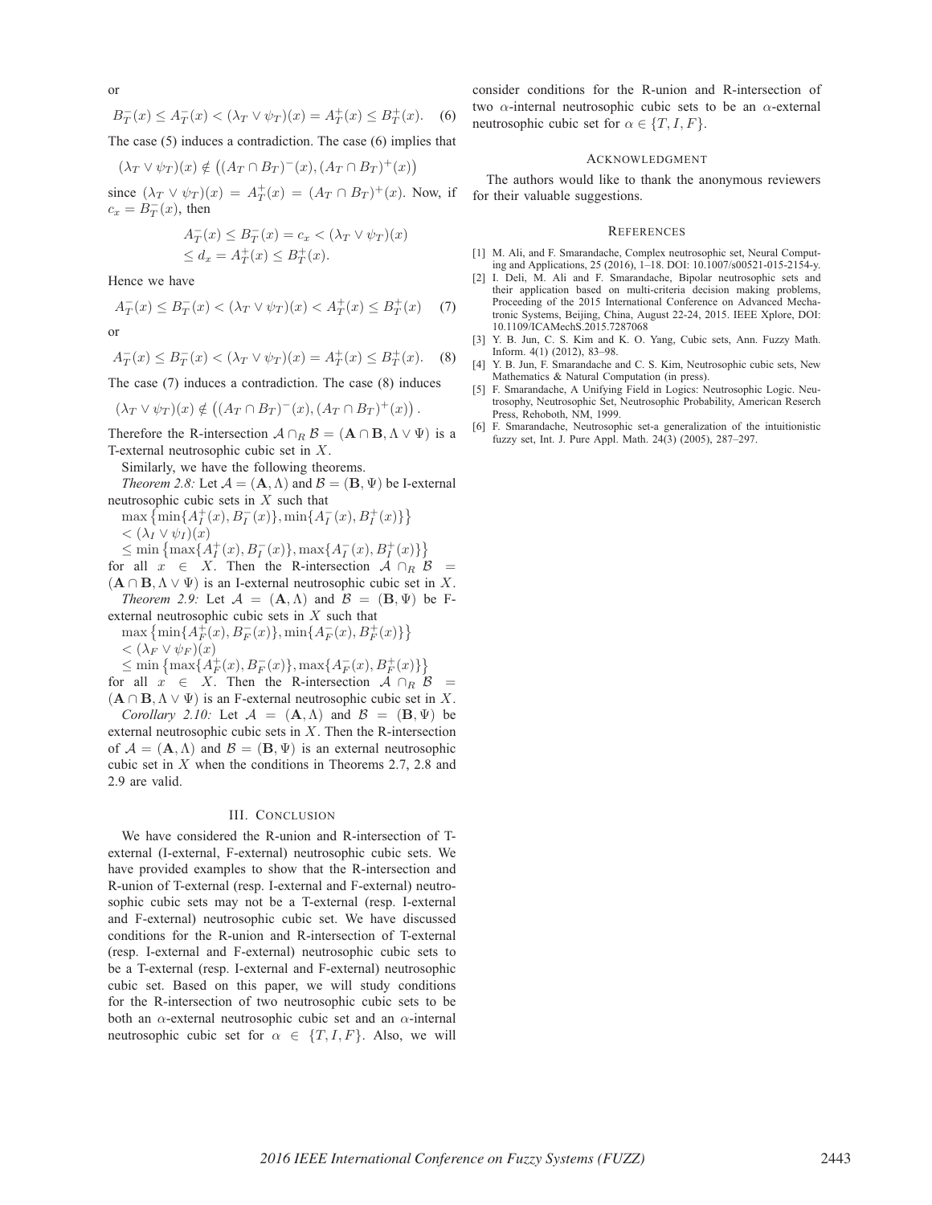or

$$B_T^-(x) \le A_T^-(x) < (\lambda_T \vee \psi_T)(x) = A_T^+(x) \le B_T^+(x). \quad (6)$$

The case (5) induces a contradiction. The case (6) implies that

$$(\lambda_T \vee \psi_T)(x) \notin \left((A_T \cap B_T)^-(x), (A_T \cap B_T)^+(x)\right)$$

since $(\lambda_T \vee \psi_T)(x) = A_T^+(x) = (A_T \cap B_T)^+(x)$. Now, if $c_x = B_T^-(x)$, then

$$A_T^-(x) \le B_T^-(x) = c_x < (\lambda_T \vee \psi_T)(x)$$
$$\le d_x = A_T^+(x) \le B_T^+(x).$$

Hence we have

$$A_T^-(x) \le B_T^-(x) < (\lambda_T \vee \psi_T)(x) < A_T^+(x) \le B_T^+(x) \quad (7)$$

or

$$A_T^-(x) \le B_T^-(x) < (\lambda_T \vee \psi_T)(x) = A_T^+(x) \le B_T^+(x). \quad (8)$$

The case (7) induces a contradiction. The case (8) induces

$$(\lambda_T \vee \psi_T)(x) \notin \left((A_T \cap B_T)^-(x), (A_T \cap B_T)^+(x)\right).$$

Therefore the R-intersection $\mathcal{A} \cap_R \mathcal{B} = (\mathbf{A} \cap \mathbf{B}, \Lambda \vee \Psi)$ is a T-external neutrosophic cubic set in $X$.

Similarly, we have the following theorems.

*Theorem 2.8:* Let $\mathcal{A} = (\mathbf{A}, \Lambda)$ and $\mathcal{B} = (\mathbf{B}, \Psi)$ be I-external neutrosophic cubic sets in $X$ such that

$\max\left\{\min\{A_I^+(x), B_I^-(x)\}, \min\{A_I^-(x), B_I^+(x)\}\right\}$
$< (\lambda_I \vee \psi_I)(x)$
$\le \min\left\{\max\{A_I^+(x), B_I^-(x)\}, \max\{A_I^-(x), B_I^+(x)\}\right\}$

for all $x \in X$. Then the R-intersection $\mathcal{A} \cap_R \mathcal{B} = (\mathbf{A} \cap \mathbf{B}, \Lambda \vee \Psi)$ is an I-external neutrosophic cubic set in $X$.

*Theorem 2.9:* Let $\mathcal{A} = (\mathbf{A}, \Lambda)$ and $\mathcal{B} = (\mathbf{B}, \Psi)$ be F-external neutrosophic cubic sets in $X$ such that

$\max\left\{\min\{A_F^+(x), B_F^-(x)\}, \min\{A_F^-(x), B_F^+(x)\}\right\}$
$< (\lambda_F \vee \psi_F)(x)$
$\le \min\left\{\max\{A_F^+(x), B_F^-(x)\}, \max\{A_F^-(x), B_F^+(x)\}\right\}$

for all $x \in X$. Then the R-intersection $\mathcal{A} \cap_R \mathcal{B} = (\mathbf{A} \cap \mathbf{B}, \Lambda \vee \Psi)$ is an F-external neutrosophic cubic set in $X$.

*Corollary 2.10:* Let $\mathcal{A} = (\mathbf{A}, \Lambda)$ and $\mathcal{B} = (\mathbf{B}, \Psi)$ be external neutrosophic cubic sets in $X$. Then the R-intersection of $\mathcal{A} = (\mathbf{A}, \Lambda)$ and $\mathcal{B} = (\mathbf{B}, \Psi)$ is an external neutrosophic cubic set in $X$ when the conditions in Theorems 2.7, 2.8 and 2.9 are valid.

## III. Conclusion

We have considered the R-union and R-intersection of T-external (I-external, F-external) neutrosophic cubic sets. We have provided examples to show that the R-intersection and R-union of T-external (resp. I-external and F-external) neutrosophic cubic sets may not be a T-external (resp. I-external and F-external) neutrosophic cubic set. We have discussed conditions for the R-union and R-intersection of T-external (resp. I-external and F-external) neutrosophic cubic sets to be a T-external (resp. I-external and F-external) neutrosophic cubic set. Based on this paper, we will study conditions for the R-intersection of two neutrosophic cubic sets to be both an $\alpha$-external neutrosophic cubic set and an $\alpha$-internal neutrosophic cubic set for $\alpha \in \{T, I, F\}$. Also, we will consider conditions for the R-union and R-intersection of two $\alpha$-internal neutrosophic cubic sets to be an $\alpha$-external neutrosophic cubic set for $\alpha \in \{T, I, F\}$.

## Acknowledgment

The authors would like to thank the anonymous reviewers for their valuable suggestions.

## References

[1] M. Ali, and F. Smarandache, Complex neutrosophic set, Neural Computing and Applications, 25 (2016), 1–18. DOI: 10.1007/s00521-015-2154-y.

[2] I. Deli, M. Ali and F. Smarandache, Bipolar neutrosophic sets and their application based on multi-criteria decision making problems, Proceeding of the 2015 International Conference on Advanced Mechatronic Systems, Beijing, China, August 22-24, 2015. IEEE Xplore, DOI: 10.1109/ICAMechS.2015.7287068

[3] Y. B. Jun, C. S. Kim and K. O. Yang, Cubic sets, Ann. Fuzzy Math. Inform. 4(1) (2012), 83–98.

[4] Y. B. Jun, F. Smarandache and C. S. Kim, Neutrosophic cubic sets, New Mathematics & Natural Computation (in press).

[5] F. Smarandache, A Unifying Field in Logics: Neutrosophic Logic. Neutrosophy, Neutrosophic Set, Neutrosophic Probability, American Reserch Press, Rehoboth, NM, 1999.

[6] F. Smarandache, Neutrosophic set-a generalization of the intuitionistic fuzzy set, Int. J. Pure Appl. Math. 24(3) (2005), 287–297.